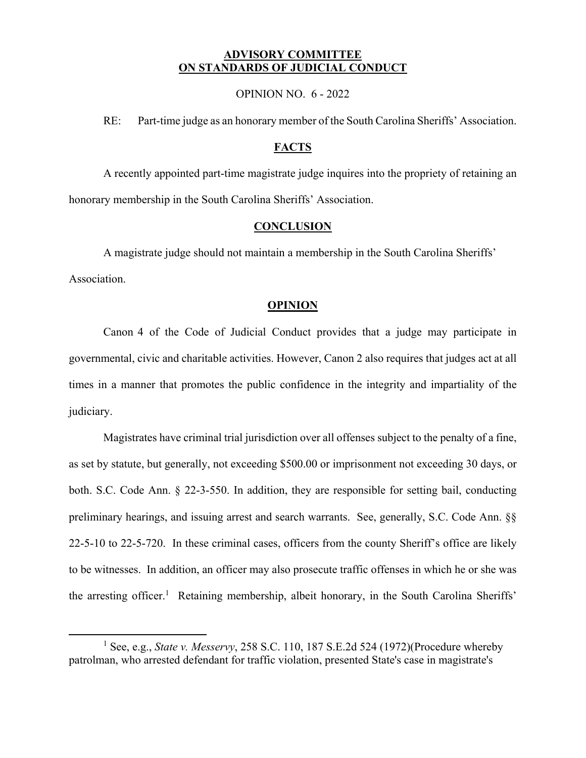**ADVISORY COMMITTEE**
**ON STANDARDS OF JUDICIAL CONDUCT**

OPINION NO. 6 - 2022

RE: Part-time judge as an honorary member of the South Carolina Sheriffs' Association.

## FACTS

A recently appointed part-time magistrate judge inquires into the propriety of retaining an honorary membership in the South Carolina Sheriffs' Association.

## CONCLUSION

A magistrate judge should not maintain a membership in the South Carolina Sheriffs' Association.

## OPINION

Canon 4 of the Code of Judicial Conduct provides that a judge may participate in governmental, civic and charitable activities. However, Canon 2 also requires that judges act at all times in a manner that promotes the public confidence in the integrity and impartiality of the judiciary.

Magistrates have criminal trial jurisdiction over all offenses subject to the penalty of a fine, as set by statute, but generally, not exceeding $500.00 or imprisonment not exceeding 30 days, or both. S.C. Code Ann. § 22-3-550. In addition, they are responsible for setting bail, conducting preliminary hearings, and issuing arrest and search warrants. See, generally, S.C. Code Ann. §§ 22-5-10 to 22-5-720. In these criminal cases, officers from the county Sheriff's office are likely to be witnesses. In addition, an officer may also prosecute traffic offenses in which he or she was the arresting officer.[1] Retaining membership, albeit honorary, in the South Carolina Sheriffs'

[1] See, e.g., *State v. Messervy*, 258 S.C. 110, 187 S.E.2d 524 (1972)(Procedure whereby patrolman, who arrested defendant for traffic violation, presented State's case in magistrate's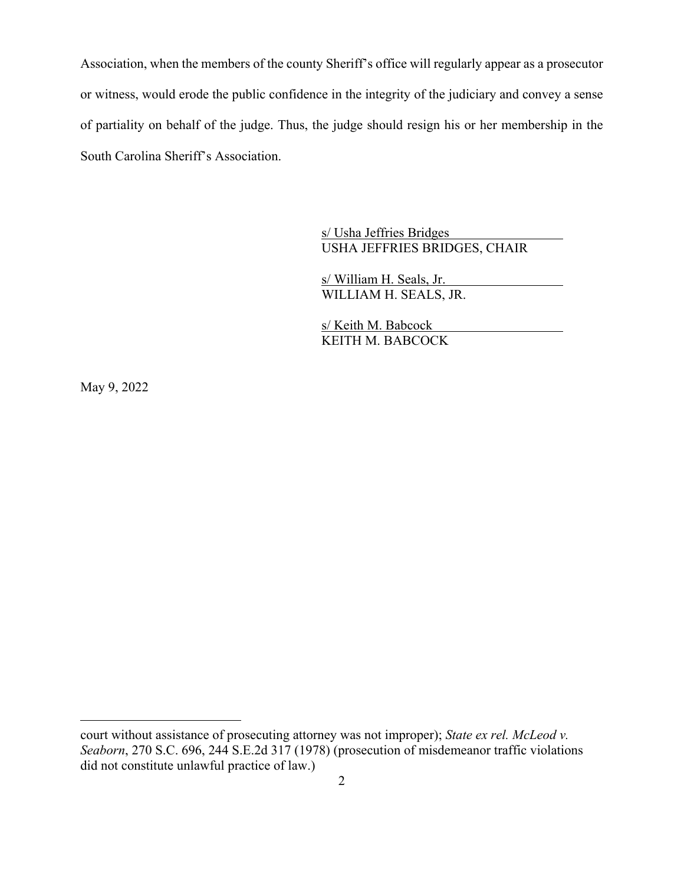Association, when the members of the county Sheriff's office will regularly appear as a prosecutor or witness, would erode the public confidence in the integrity of the judiciary and convey a sense of partiality on behalf of the judge. Thus, the judge should resign his or her membership in the South Carolina Sheriff's Association.

s/ Usha Jeffries Bridges
USHA JEFFRIES BRIDGES, CHAIR

s/ William H. Seals, Jr.
WILLIAM H. SEALS, JR.

s/ Keith M. Babcock
KEITH M. BABCOCK

May 9, 2022

---

court without assistance of prosecuting attorney was not improper); *State ex rel. McLeod v. Seaborn*, 270 S.C. 696, 244 S.E.2d 317 (1978) (prosecution of misdemeanor traffic violations did not constitute unlawful practice of law.)